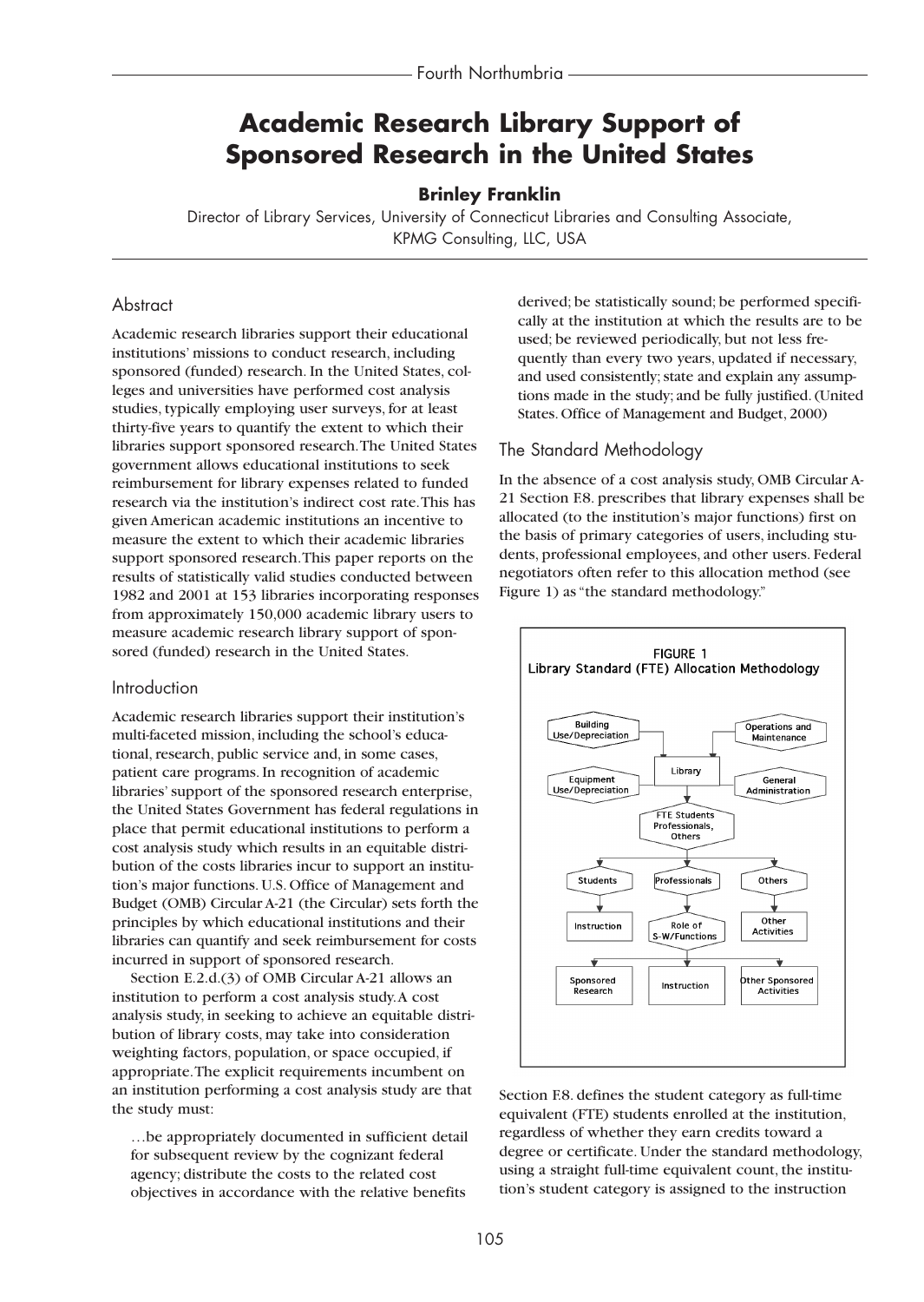# Academic Research Library Support of Sponsored Research in the United States

**Brinley Franklin**

Director of Library Services, University of Connecticut Libraries and Consulting Associate, KPMG Consulting, LLC, USA

## Abstract

Academic research libraries support their educational institutions' missions to conduct research, including sponsored (funded) research. In the United States, colleges and universities have performed cost analysis studies, typically employing user surveys, for at least thirty-five years to quantify the extent to which their libraries support sponsored research. The United States government allows educational institutions to seek reimbursement for library expenses related to funded research via the institution's indirect cost rate. This has given American academic institutions an incentive to measure the extent to which their academic libraries support sponsored research. This paper reports on the results of statistically valid studies conducted between 1982 and 2001 at 153 libraries incorporating responses from approximately 150,000 academic library users to measure academic research library support of sponsored (funded) research in the United States.

## Introduction

Academic research libraries support their institution's multi-faceted mission, including the school's educational, research, public service and, in some cases, patient care programs. In recognition of academic libraries' support of the sponsored research enterprise, the United States Government has federal regulations in place that permit educational institutions to perform a cost analysis study which results in an equitable distribution of the costs libraries incur to support an institution's major functions. U.S. Office of Management and Budget (OMB) Circular A-21 (the Circular) sets forth the principles by which educational institutions and their libraries can quantify and seek reimbursement for costs incurred in support of sponsored research.

Section E.2.d.(3) of OMB Circular A-21 allows an institution to perform a cost analysis study. A cost analysis study, in seeking to achieve an equitable distribution of library costs, may take into consideration weighting factors, population, or space occupied, if appropriate. The explicit requirements incumbent on an institution performing a cost analysis study are that the study must:

> …be appropriately documented in sufficient detail for subsequent review by the cognizant federal agency; distribute the costs to the related cost objectives in accordance with the relative benefits derived; be statistically sound; be performed specifically at the institution at which the results are to be used; be reviewed periodically, but not less frequently than every two years, updated if necessary, and used consistently; state and explain any assumptions made in the study; and be fully justified. (United States. Office of Management and Budget, 2000)

## The Standard Methodology

In the absence of a cost analysis study, OMB Circular A-21 Section F.8. prescribes that library expenses shall be allocated (to the institution's major functions) first on the basis of primary categories of users, including students, professional employees, and other users. Federal negotiators often refer to this allocation method (see Figure 1) as "the standard methodology."

FIGURE 1
Library Standard (FTE) Allocation Methodology

Section F.8. defines the student category as full-time equivalent (FTE) students enrolled at the institution, regardless of whether they earn credits toward a degree or certificate. Under the standard methodology, using a straight full-time equivalent count, the institution's student category is assigned to the instruction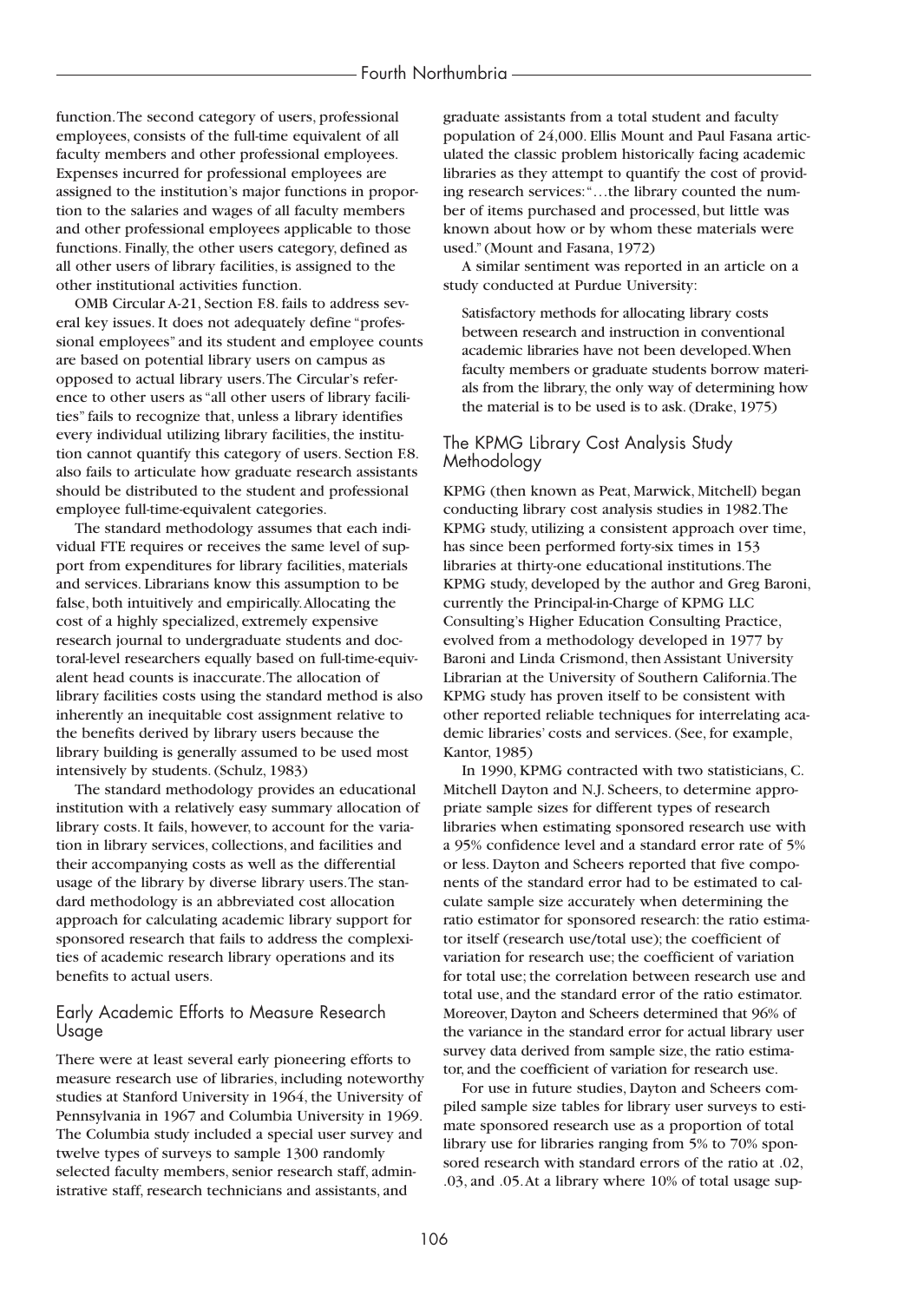function. The second category of users, professional employees, consists of the full-time equivalent of all faculty members and other professional employees. Expenses incurred for professional employees are assigned to the institution's major functions in proportion to the salaries and wages of all faculty members and other professional employees applicable to those functions. Finally, the other users category, defined as all other users of library facilities, is assigned to the other institutional activities function.

OMB Circular A-21, Section F.8. fails to address several key issues. It does not adequately define "professional employees" and its student and employee counts are based on potential library users on campus as opposed to actual library users. The Circular's reference to other users as "all other users of library facilities" fails to recognize that, unless a library identifies every individual utilizing library facilities, the institution cannot quantify this category of users. Section F.8. also fails to articulate how graduate research assistants should be distributed to the student and professional employee full-time-equivalent categories.

The standard methodology assumes that each individual FTE requires or receives the same level of support from expenditures for library facilities, materials and services. Librarians know this assumption to be false, both intuitively and empirically. Allocating the cost of a highly specialized, extremely expensive research journal to undergraduate students and doctoral-level researchers equally based on full-time-equivalent head counts is inaccurate. The allocation of library facilities costs using the standard method is also inherently an inequitable cost assignment relative to the benefits derived by library users because the library building is generally assumed to be used most intensively by students. (Schulz, 1983)

The standard methodology provides an educational institution with a relatively easy summary allocation of library costs. It fails, however, to account for the variation in library services, collections, and facilities and their accompanying costs as well as the differential usage of the library by diverse library users. The standard methodology is an abbreviated cost allocation approach for calculating academic library support for sponsored research that fails to address the complexities of academic research library operations and its benefits to actual users.

## Early Academic Efforts to Measure Research Usage

There were at least several early pioneering efforts to measure research use of libraries, including noteworthy studies at Stanford University in 1964, the University of Pennsylvania in 1967 and Columbia University in 1969. The Columbia study included a special user survey and twelve types of surveys to sample 1300 randomly selected faculty members, senior research staff, administrative staff, research technicians and assistants, and graduate assistants from a total student and faculty population of 24,000. Ellis Mount and Paul Fasana articulated the classic problem historically facing academic libraries as they attempt to quantify the cost of providing research services: "…the library counted the number of items purchased and processed, but little was known about how or by whom these materials were used." (Mount and Fasana, 1972)

A similar sentiment was reported in an article on a study conducted at Purdue University:

> Satisfactory methods for allocating library costs between research and instruction in conventional academic libraries have not been developed. When faculty members or graduate students borrow materials from the library, the only way of determining how the material is to be used is to ask. (Drake, 1975)

## The KPMG Library Cost Analysis Study Methodology

KPMG (then known as Peat, Marwick, Mitchell) began conducting library cost analysis studies in 1982. The KPMG study, utilizing a consistent approach over time, has since been performed forty-six times in 153 libraries at thirty-one educational institutions. The KPMG study, developed by the author and Greg Baroni, currently the Principal-in-Charge of KPMG LLC Consulting's Higher Education Consulting Practice, evolved from a methodology developed in 1977 by Baroni and Linda Crismond, then Assistant University Librarian at the University of Southern California. The KPMG study has proven itself to be consistent with other reported reliable techniques for interrelating academic libraries' costs and services. (See, for example, Kantor, 1985)

In 1990, KPMG contracted with two statisticians, C. Mitchell Dayton and N.J. Scheers, to determine appropriate sample sizes for different types of research libraries when estimating sponsored research use with a 95% confidence level and a standard error rate of 5% or less. Dayton and Scheers reported that five components of the standard error had to be estimated to calculate sample size accurately when determining the ratio estimator for sponsored research: the ratio estimator itself (research use/total use); the coefficient of variation for research use; the coefficient of variation for total use; the correlation between research use and total use, and the standard error of the ratio estimator. Moreover, Dayton and Scheers determined that 96% of the variance in the standard error for actual library user survey data derived from sample size, the ratio estimator, and the coefficient of variation for research use.

For use in future studies, Dayton and Scheers compiled sample size tables for library user surveys to estimate sponsored research use as a proportion of total library use for libraries ranging from 5% to 70% sponsored research with standard errors of the ratio at .02, .03, and .05. At a library where 10% of total usage sup-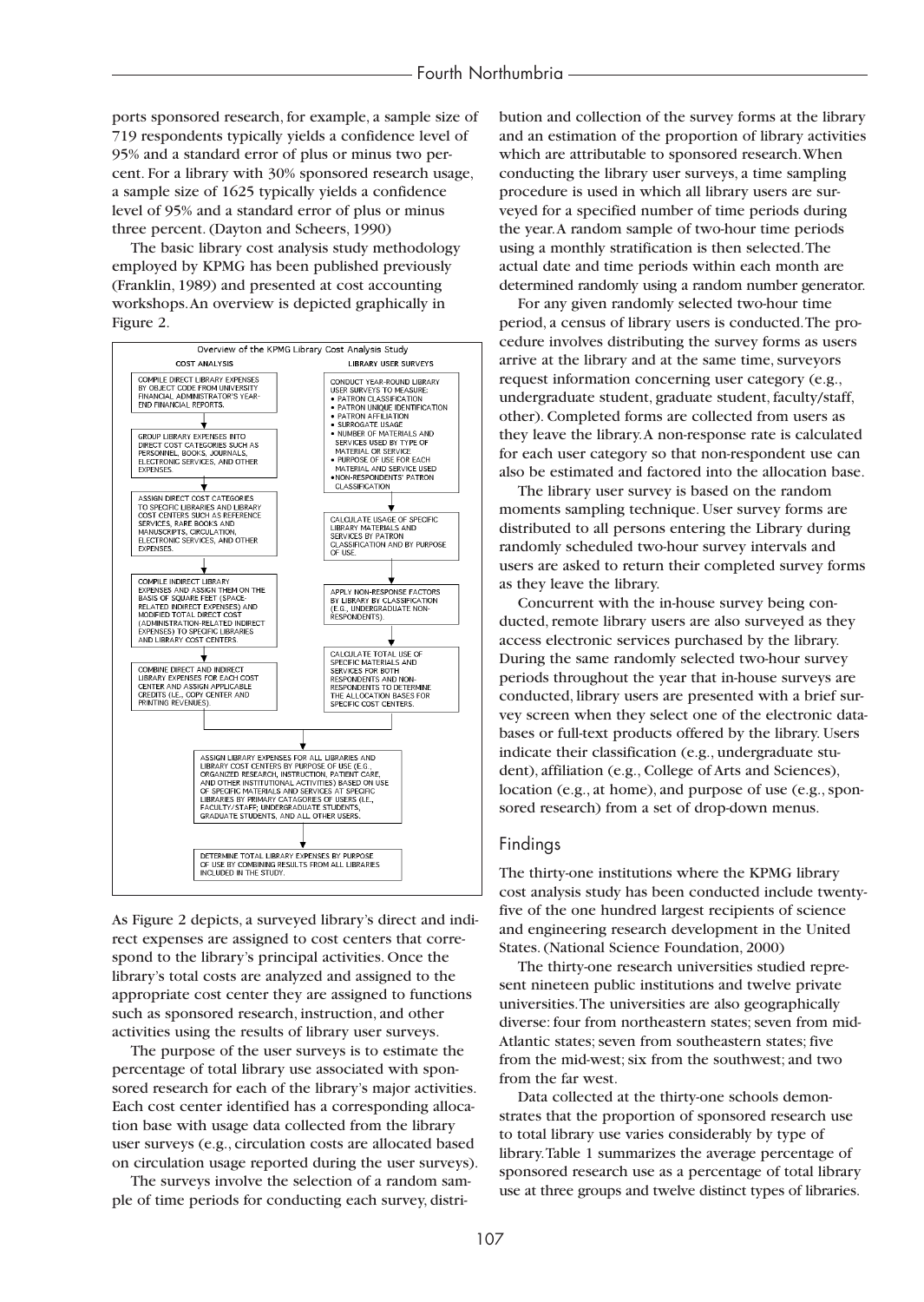ports sponsored research, for example, a sample size of 719 respondents typically yields a confidence level of 95% and a standard error of plus or minus two percent. For a library with 30% sponsored research usage, a sample size of 1625 typically yields a confidence level of 95% and a standard error of plus or minus three percent. (Dayton and Scheers, 1990)

The basic library cost analysis study methodology employed by KPMG has been published previously (Franklin, 1989) and presented at cost accounting workshops. An overview is depicted graphically in Figure 2.

**Overview of the KPMG Library Cost Analysis Study**

**COST ANALYSIS**

- COMPILE DIRECT LIBRARY EXPENSES BY OBJECT CODE FROM UNIVERSITY FINANCIAL ADMINISTRATOR'S YEAR-END FINANCIAL REPORTS.
- GROUP LIBRARY EXPENSES INTO DIRECT COST CATEGORIES SUCH AS PERSONNEL, BOOKS, JOURNALS, ELECTRONIC SERVICES, AND OTHER EXPENSES.
- ASSIGN DIRECT COST CATEGORIES TO SPECIFIC LIBRARIES AND LIBRARY COST CENTERS SUCH AS REFERENCE SERVICES, RARE BOOKS AND MANUSCRIPTS, CIRCULATION, ELECTRONIC SERVICES, AND OTHER EXPENSES.
- COMPILE INDIRECT LIBRARY EXPENSES AND ASSIGN THEM ON THE BASIS OF SQUARE FEET (SPACE-RELATED INDIRECT EXPENSES) AND MODIFIED TOTAL DIRECT COST (ADMINISTRATION-RELATED INDIRECT EXPENSES) TO SPECIFIC LIBRARIES AND LIBRARY COST CENTERS.
- COMBINE DIRECT AND INDIRECT LIBRARY EXPENSES FOR EACH COST CENTER AND ASSIGN APPLICABLE CREDITS (I.E., COPY CENTER AND PRINTING REVENUES).

**LIBRARY USER SURVEYS**

- CONDUCT YEAR-ROUND LIBRARY USER SURVEYS TO MEASURE:
  - PATRON CLASSIFICATION
  - PATRON UNIQUE IDENTIFICATION
  - PATRON AFFILIATION
  - SURROGATE USAGE
  - NUMBER OF MATERIALS AND SERVICES USED BY TYPE OF MATERIAL OR SERVICE
  - PURPOSE OF USE FOR EACH MATERIAL AND SERVICE USED
  - NON-RESPONDENTS' PATRON CLASSIFICATION
- CALCULATE USAGE OF SPECIFIC LIBRARY MATERIALS AND SERVICES BY PATRON CLASSIFICATION AND BY PURPOSE OF USE.
- APPLY NON-RESPONSE FACTORS BY LIBRARY BY CLASSIFICATION (E.G., UNDERGRADUATE NON-RESPONDENTS).
- CALCULATE TOTAL USE OF SPECIFIC MATERIALS AND SERVICES FOR BOTH RESPONDENTS AND NON-RESPONDENTS TO DETERMINE THE ALLOCATION BASES FOR SPECIFIC COST CENTERS.

ASSIGN LIBRARY EXPENSES FOR ALL LIBRARIES AND LIBRARY COST CENTERS BY PURPOSE OF USE (E.G., ORGANIZED RESEARCH, INSTRUCTION, PATIENT CARE, AND OTHER INSTITUTIONAL ACTIVITIES) BASED ON USE OF SPECIFIC MATERIALS AND SERVICES AT SPECIFIC LIBRARIES BY PRIMARY CATAGORIES OF USERS (I.E., FACULTY/STAFF; UNDERGRADUATE STUDENTS, GRADUATE STUDENTS, AND ALL OTHER USERS.

DETERMINE TOTAL LIBRARY EXPENSES BY PURPOSE OF USE BY COMBINING RESULTS FROM ALL LIBRARIES INCLUDED IN THE STUDY.

As Figure 2 depicts, a surveyed library's direct and indirect expenses are assigned to cost centers that correspond to the library's principal activities. Once the library's total costs are analyzed and assigned to the appropriate cost center they are assigned to functions such as sponsored research, instruction, and other activities using the results of library user surveys.

The purpose of the user surveys is to estimate the percentage of total library use associated with sponsored research for each of the library's major activities. Each cost center identified has a corresponding allocation base with usage data collected from the library user surveys (e.g., circulation costs are allocated based on circulation usage reported during the user surveys).

The surveys involve the selection of a random sample of time periods for conducting each survey, distribution and collection of the survey forms at the library and an estimation of the proportion of library activities which are attributable to sponsored research. When conducting the library user surveys, a time sampling procedure is used in which all library users are surveyed for a specified number of time periods during the year. A random sample of two-hour time periods using a monthly stratification is then selected. The actual date and time periods within each month are determined randomly using a random number generator.

For any given randomly selected two-hour time period, a census of library users is conducted. The procedure involves distributing the survey forms as users arrive at the library and at the same time, surveyors request information concerning user category (e.g., undergraduate student, graduate student, faculty/staff, other). Completed forms are collected from users as they leave the library. A non-response rate is calculated for each user category so that non-respondent use can also be estimated and factored into the allocation base.

The library user survey is based on the random moments sampling technique. User survey forms are distributed to all persons entering the Library during randomly scheduled two-hour survey intervals and users are asked to return their completed survey forms as they leave the library.

Concurrent with the in-house survey being conducted, remote library users are also surveyed as they access electronic services purchased by the library. During the same randomly selected two-hour survey periods throughout the year that in-house surveys are conducted, library users are presented with a brief survey screen when they select one of the electronic databases or full-text products offered by the library. Users indicate their classification (e.g., undergraduate student), affiliation (e.g., College of Arts and Sciences), location (e.g., at home), and purpose of use (e.g., sponsored research) from a set of drop-down menus.

## Findings

The thirty-one institutions where the KPMG library cost analysis study has been conducted include twenty-five of the one hundred largest recipients of science and engineering research development in the United States. (National Science Foundation, 2000)

The thirty-one research universities studied represent nineteen public institutions and twelve private universities. The universities are also geographically diverse: four from northeastern states; seven from mid-Atlantic states; seven from southeastern states; five from the mid-west; six from the southwest; and two from the far west.

Data collected at the thirty-one schools demonstrates that the proportion of sponsored research use to total library use varies considerably by type of library. Table 1 summarizes the average percentage of sponsored research use as a percentage of total library use at three groups and twelve distinct types of libraries.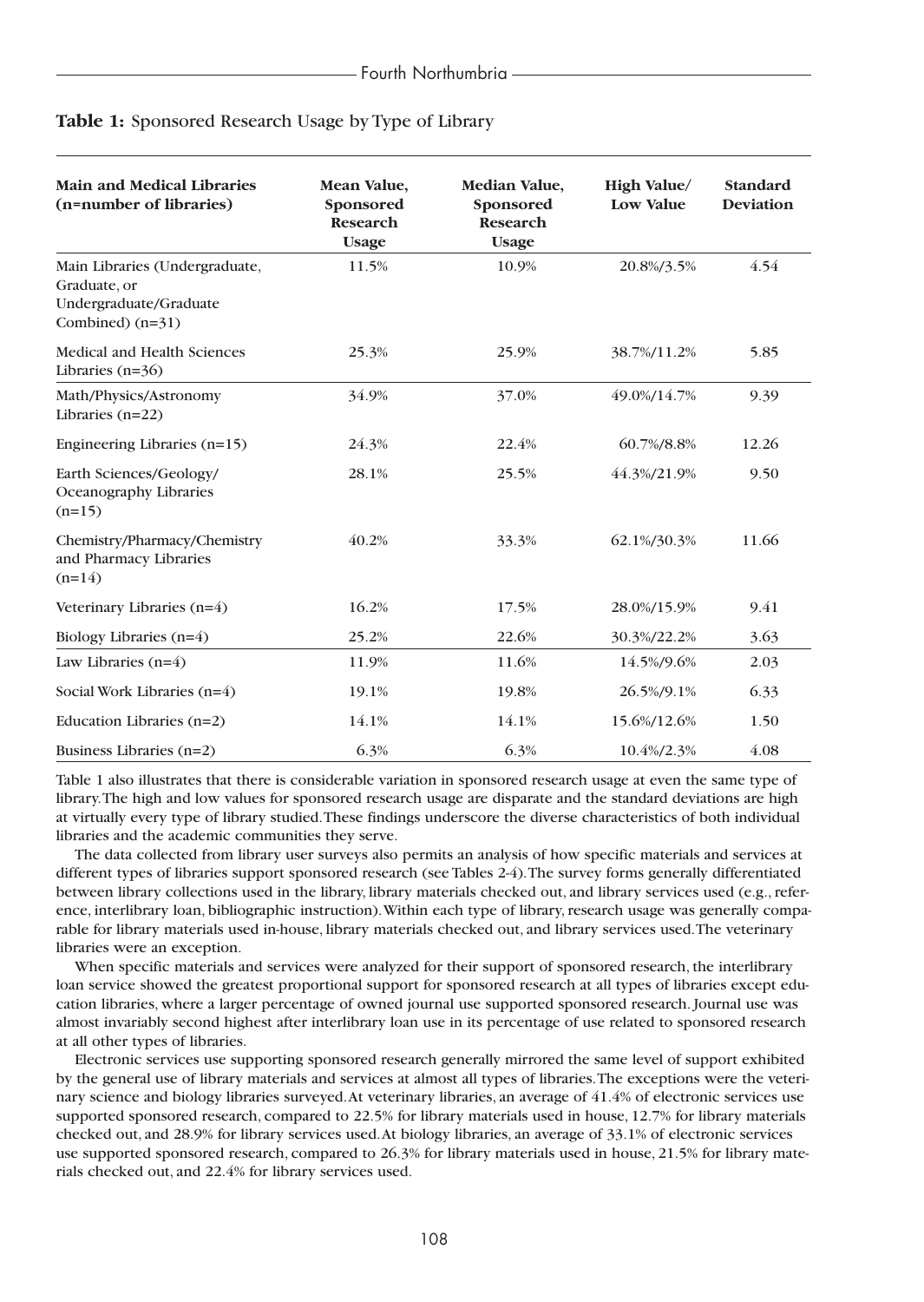**Table 1:** Sponsored Research Usage by Type of Library

| Main and Medical Libraries (n=number of libraries) | Mean Value, Sponsored Research Usage | Median Value, Sponsored Research Usage | High Value/ Low Value | Standard Deviation |
|---|---|---|---|---|
| Main Libraries (Undergraduate, Graduate, or Undergraduate/Graduate Combined) (n=31) | 11.5% | 10.9% | 20.8%/3.5% | 4.54 |
| Medical and Health Sciences Libraries (n=36) | 25.3% | 25.9% | 38.7%/11.2% | 5.85 |
| Math/Physics/Astronomy Libraries (n=22) | 34.9% | 37.0% | 49.0%/14.7% | 9.39 |
| Engineering Libraries (n=15) | 24.3% | 22.4% | 60.7%/8.8% | 12.26 |
| Earth Sciences/Geology/ Oceanography Libraries (n=15) | 28.1% | 25.5% | 44.3%/21.9% | 9.50 |
| Chemistry/Pharmacy/Chemistry and Pharmacy Libraries (n=14) | 40.2% | 33.3% | 62.1%/30.3% | 11.66 |
| Veterinary Libraries (n=4) | 16.2% | 17.5% | 28.0%/15.9% | 9.41 |
| Biology Libraries (n=4) | 25.2% | 22.6% | 30.3%/22.2% | 3.63 |
| Law Libraries (n=4) | 11.9% | 11.6% | 14.5%/9.6% | 2.03 |
| Social Work Libraries (n=4) | 19.1% | 19.8% | 26.5%/9.1% | 6.33 |
| Education Libraries (n=2) | 14.1% | 14.1% | 15.6%/12.6% | 1.50 |
| Business Libraries (n=2) | 6.3% | 6.3% | 10.4%/2.3% | 4.08 |

Table 1 also illustrates that there is considerable variation in sponsored research usage at even the same type of library. The high and low values for sponsored research usage are disparate and the standard deviations are high at virtually every type of library studied. These findings underscore the diverse characteristics of both individual libraries and the academic communities they serve.

The data collected from library user surveys also permits an analysis of how specific materials and services at different types of libraries support sponsored research (see Tables 2-4). The survey forms generally differentiated between library collections used in the library, library materials checked out, and library services used (e.g., reference, interlibrary loan, bibliographic instruction). Within each type of library, research usage was generally comparable for library materials used in-house, library materials checked out, and library services used. The veterinary libraries were an exception.

When specific materials and services were analyzed for their support of sponsored research, the interlibrary loan service showed the greatest proportional support for sponsored research at all types of libraries except education libraries, where a larger percentage of owned journal use supported sponsored research. Journal use was almost invariably second highest after interlibrary loan use in its percentage of use related to sponsored research at all other types of libraries.

Electronic services use supporting sponsored research generally mirrored the same level of support exhibited by the general use of library materials and services at almost all types of libraries. The exceptions were the veterinary science and biology libraries surveyed. At veterinary libraries, an average of 41.4% of electronic services use supported sponsored research, compared to 22.5% for library materials used in house, 12.7% for library materials checked out, and 28.9% for library services used. At biology libraries, an average of 33.1% of electronic services use supported sponsored research, compared to 26.3% for library materials used in house, 21.5% for library materials checked out, and 22.4% for library services used.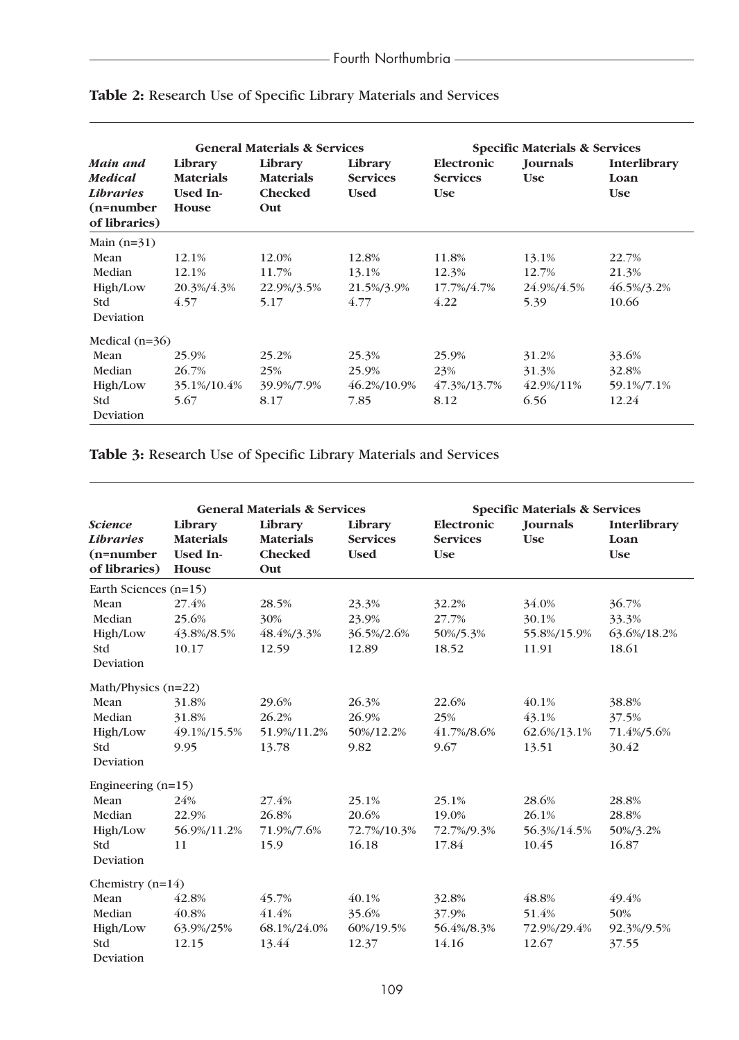**Table 2:** Research Use of Specific Library Materials and Services

| *Main and Medical Libraries* (n=number of libraries) | General Materials & Services | | | Specific Materials & Services | | |
|---|---|---|---|---|---|---|
| | Library Materials Used In-House | Library Materials Checked Out | Library Services Used | Electronic Services Use | Journals Use | Interlibrary Loan Use |
| Main (n=31) | | | | | | |
| Mean | 12.1% | 12.0% | 12.8% | 11.8% | 13.1% | 22.7% |
| Median | 12.1% | 11.7% | 13.1% | 12.3% | 12.7% | 21.3% |
| High/Low | 20.3%/4.3% | 22.9%/3.5% | 21.5%/3.9% | 17.7%/4.7% | 24.9%/4.5% | 46.5%/3.2% |
| Std Deviation | 4.57 | 5.17 | 4.77 | 4.22 | 5.39 | 10.66 |
| Medical (n=36) | | | | | | |
| Mean | 25.9% | 25.2% | 25.3% | 25.9% | 31.2% | 33.6% |
| Median | 26.7% | 25% | 25.9% | 23% | 31.3% | 32.8% |
| High/Low | 35.1%/10.4% | 39.9%/7.9% | 46.2%/10.9% | 47.3%/13.7% | 42.9%/11% | 59.1%/7.1% |
| Std Deviation | 5.67 | 8.17 | 7.85 | 8.12 | 6.56 | 12.24 |

**Table 3:** Research Use of Specific Library Materials and Services

| *Science Libraries* (n=number of libraries) | General Materials & Services | | | Specific Materials & Services | | |
|---|---|---|---|---|---|---|
| | Library Materials Used In-House | Library Materials Checked Out | Library Services Used | Electronic Services Use | Journals Use | Interlibrary Loan Use |
| Earth Sciences (n=15) | | | | | | |
| Mean | 27.4% | 28.5% | 23.3% | 32.2% | 34.0% | 36.7% |
| Median | 25.6% | 30% | 23.9% | 27.7% | 30.1% | 33.3% |
| High/Low | 43.8%/8.5% | 48.4%/3.3% | 36.5%/2.6% | 50%/5.3% | 55.8%/15.9% | 63.6%/18.2% |
| Std Deviation | 10.17 | 12.59 | 12.89 | 18.52 | 11.91 | 18.61 |
| Math/Physics (n=22) | | | | | | |
| Mean | 31.8% | 29.6% | 26.3% | 22.6% | 40.1% | 38.8% |
| Median | 31.8% | 26.2% | 26.9% | 25% | 43.1% | 37.5% |
| High/Low | 49.1%/15.5% | 51.9%/11.2% | 50%/12.2% | 41.7%/8.6% | 62.6%/13.1% | 71.4%/5.6% |
| Std Deviation | 9.95 | 13.78 | 9.82 | 9.67 | 13.51 | 30.42 |
| Engineering (n=15) | | | | | | |
| Mean | 24% | 27.4% | 25.1% | 25.1% | 28.6% | 28.8% |
| Median | 22.9% | 26.8% | 20.6% | 19.0% | 26.1% | 28.8% |
| High/Low | 56.9%/11.2% | 71.9%/7.6% | 72.7%/10.3% | 72.7%/9.3% | 56.3%/14.5% | 50%/3.2% |
| Std Deviation | 11 | 15.9 | 16.18 | 17.84 | 10.45 | 16.87 |
| Chemistry (n=14) | | | | | | |
| Mean | 42.8% | 45.7% | 40.1% | 32.8% | 48.8% | 49.4% |
| Median | 40.8% | 41.4% | 35.6% | 37.9% | 51.4% | 50% |
| High/Low | 63.9%/25% | 68.1%/24.0% | 60%/19.5% | 56.4%/8.3% | 72.9%/29.4% | 92.3%/9.5% |
| Std Deviation | 12.15 | 13.44 | 12.37 | 14.16 | 12.67 | 37.55 |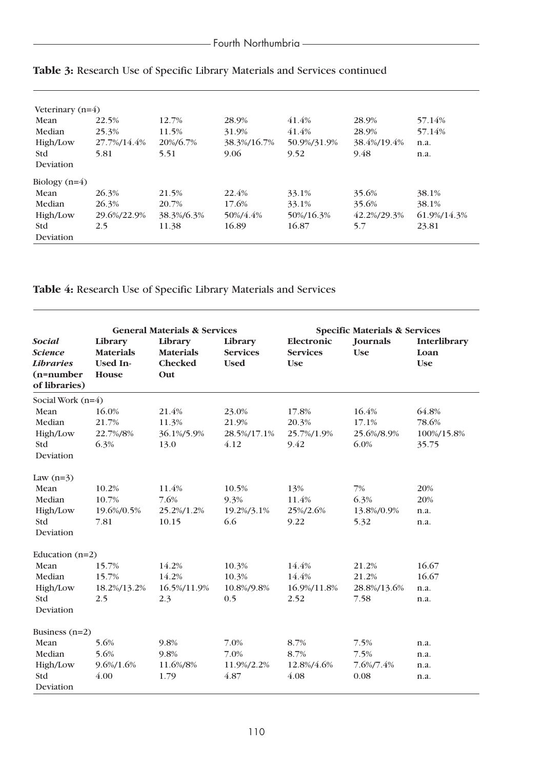**Table 3:** Research Use of Specific Library Materials and Services continued

| | | | | | | |
|---|---|---|---|---|---|---|
| Veterinary (n=4) | | | | | | |
| Mean | 22.5% | 12.7% | 28.9% | 41.4% | 28.9% | 57.14% |
| Median | 25.3% | 11.5% | 31.9% | 41.4% | 28.9% | 57.14% |
| High/Low | 27.7%/14.4% | 20%/6.7% | 38.3%/16.7% | 50.9%/31.9% | 38.4%/19.4% | n.a. |
| Std Deviation | 5.81 | 5.51 | 9.06 | 9.52 | 9.48 | n.a. |
| Biology (n=4) | | | | | | |
| Mean | 26.3% | 21.5% | 22.4% | 33.1% | 35.6% | 38.1% |
| Median | 26.3% | 20.7% | 17.6% | 33.1% | 35.6% | 38.1% |
| High/Low | 29.6%/22.9% | 38.3%/6.3% | 50%/4.4% | 50%/16.3% | 42.2%/29.3% | 61.9%/14.3% |
| Std Deviation | 2.5 | 11.38 | 16.89 | 16.87 | 5.7 | 23.81 |

**Table 4:** Research Use of Specific Library Materials and Services

| | General Materials & Services | | | Specific Materials & Services | | |
|---|---|---|---|---|---|---|
| ***Social Science Libraries* (n=number of libraries)** | **Library Materials Used In-House** | **Library Materials Checked Out** | **Library Services Used** | **Electronic Services Use** | **Journals Use** | **Interlibrary Loan Use** |
| Social Work (n=4) | | | | | | |
| Mean | 16.0% | 21.4% | 23.0% | 17.8% | 16.4% | 64.8% |
| Median | 21.7% | 11.3% | 21.9% | 20.3% | 17.1% | 78.6% |
| High/Low | 22.7%/8% | 36.1%/5.9% | 28.5%/17.1% | 25.7%/1.9% | 25.6%/8.9% | 100%/15.8% |
| Std Deviation | 6.3% | 13.0 | 4.12 | 9.42 | 6.0% | 35.75 |
| Law (n=3) | | | | | | |
| Mean | 10.2% | 11.4% | 10.5% | 13% | 7% | 20% |
| Median | 10.7% | 7.6% | 9.3% | 11.4% | 6.3% | 20% |
| High/Low | 19.6%/0.5% | 25.2%/1.2% | 19.2%/3.1% | 25%/2.6% | 13.8%/0.9% | n.a. |
| Std Deviation | 7.81 | 10.15 | 6.6 | 9.22 | 5.32 | n.a. |
| Education (n=2) | | | | | | |
| Mean | 15.7% | 14.2% | 10.3% | 14.4% | 21.2% | 16.67 |
| Median | 15.7% | 14.2% | 10.3% | 14.4% | 21.2% | 16.67 |
| High/Low | 18.2%/13.2% | 16.5%/11.9% | 10.8%/9.8% | 16.9%/11.8% | 28.8%/13.6% | n.a. |
| Std Deviation | 2.5 | 2.3 | 0.5 | 2.52 | 7.58 | n.a. |
| Business (n=2) | | | | | | |
| Mean | 5.6% | 9.8% | 7.0% | 8.7% | 7.5% | n.a. |
| Median | 5.6% | 9.8% | 7.0% | 8.7% | 7.5% | n.a. |
| High/Low | 9.6%/1.6% | 11.6%/8% | 11.9%/2.2% | 12.8%/4.6% | 7.6%/7.4% | n.a. |
| Std Deviation | 4.00 | 1.79 | 4.87 | 4.08 | 0.08 | n.a. |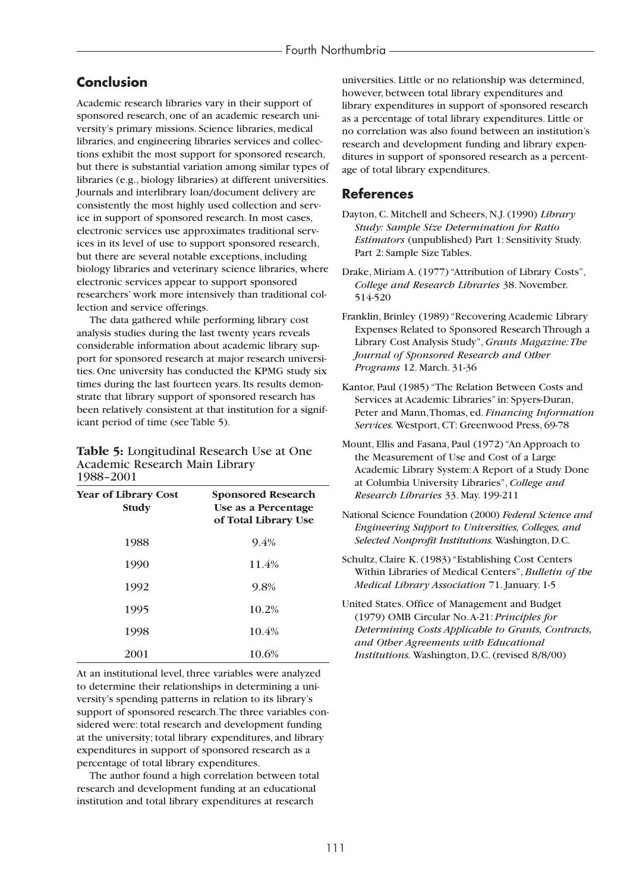## Conclusion

Academic research libraries vary in their support of sponsored research, one of an academic research university's primary missions. Science libraries, medical libraries, and engineering libraries services and collections exhibit the most support for sponsored research, but there is substantial variation among similar types of libraries (e.g., biology libraries) at different universities. Journals and interlibrary loan/document delivery are consistently the most highly used collection and service in support of sponsored research. In most cases, electronic services use approximates traditional services in its level of use to support sponsored research, but there are several notable exceptions, including biology libraries and veterinary science libraries, where electronic services appear to support sponsored researchers' work more intensively than traditional collection and service offerings.

The data gathered while performing library cost analysis studies during the last twenty years reveals considerable information about academic library support for sponsored research at major research universities. One university has conducted the KPMG study six times during the last fourteen years. Its results demonstrate that library support of sponsored research has been relatively consistent at that institution for a significant period of time (see Table 5).

**Table 5:** Longitudinal Research Use at One Academic Research Main Library 1988–2001

| Year of Library Cost Study | Sponsored Research Use as a Percentage of Total Library Use |
|---|---|
| 1988 | 9.4% |
| 1990 | 11.4% |
| 1992 | 9.8% |
| 1995 | 10.2% |
| 1998 | 10.4% |
| 2001 | 10.6% |

At an institutional level, three variables were analyzed to determine their relationships in determining a university's spending patterns in relation to its library's support of sponsored research. The three variables considered were: total research and development funding at the university; total library expenditures, and library expenditures in support of sponsored research as a percentage of total library expenditures.

The author found a high correlation between total research and development funding at an educational institution and total library expenditures at research universities. Little or no relationship was determined, however, between total library expenditures and library expenditures in support of sponsored research as a percentage of total library expenditures. Little or no correlation was also found between an institution's research and development funding and library expenditures in support of sponsored research as a percentage of total library expenditures.

## References

Dayton, C. Mitchell and Scheers, N.J. (1990) *Library Study: Sample Size Determination for Ratio Estimators* (unpublished) Part 1: Sensitivity Study. Part 2: Sample Size Tables.

Drake, Miriam A. (1977) "Attribution of Library Costs", *College and Research Libraries* 38. November. 514-520

Franklin, Brinley (1989) "Recovering Academic Library Expenses Related to Sponsored Research Through a Library Cost Analysis Study", *Grants Magazine: The Journal of Sponsored Research and Other Programs* 12. March. 31-36

Kantor, Paul (1985) "The Relation Between Costs and Services at Academic Libraries" in: Spyers-Duran, Peter and Mann, Thomas, ed. *Financing Information Services.* Westport, CT: Greenwood Press, 69-78

Mount, Ellis and Fasana, Paul (1972) "An Approach to the Measurement of Use and Cost of a Large Academic Library System: A Report of a Study Done at Columbia University Libraries", *College and Research Libraries* 33. May. 199-211

National Science Foundation (2000) *Federal Science and Engineering Support to Universities, Colleges, and Selected Nonprofit Institutions.* Washington, D.C.

Schultz, Claire K. (1983) "Establishing Cost Centers Within Libraries of Medical Centers", *Bulletin of the Medical Library Association* 71. January. 1-5

United States. Office of Management and Budget (1979) OMB Circular No. A-21: *Principles for Determining Costs Applicable to Grants, Contracts, and Other Agreements with Educational Institutions.* Washington, D.C. (revised 8/8/00)